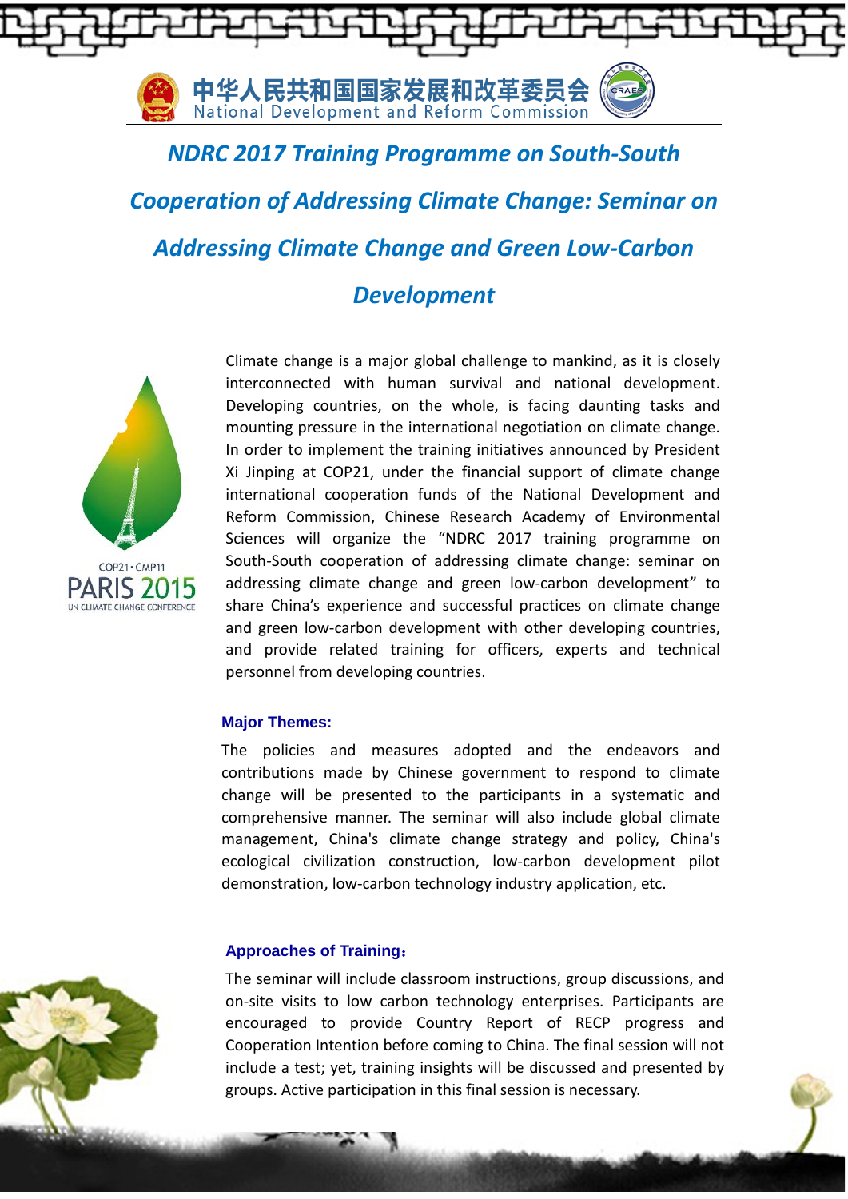中华人民共和国国家发展和改革委员会
National Development and Reform Commission

# NDRC 2017 Training Programme on South-South Cooperation of Addressing Climate Change: Seminar on Addressing Climate Change and Green Low-Carbon Development

COP21 • CMP11
PARIS 2015
UN CLIMATE CHANGE CONFERENCE

Climate change is a major global challenge to mankind, as it is closely interconnected with human survival and national development. Developing countries, on the whole, is facing daunting tasks and mounting pressure in the international negotiation on climate change. In order to implement the training initiatives announced by President Xi Jinping at COP21, under the financial support of climate change international cooperation funds of the National Development and Reform Commission, Chinese Research Academy of Environmental Sciences will organize the “NDRC 2017 training programme on South-South cooperation of addressing climate change: seminar on addressing climate change and green low-carbon development” to share China’s experience and successful practices on climate change and green low-carbon development with other developing countries, and provide related training for officers, experts and technical personnel from developing countries.

## Major Themes:

The policies and measures adopted and the endeavors and contributions made by Chinese government to respond to climate change will be presented to the participants in a systematic and comprehensive manner. The seminar will also include global climate management, China's climate change strategy and policy, China's ecological civilization construction, low-carbon development pilot demonstration, low-carbon technology industry application, etc.

## Approaches of Training：

The seminar will include classroom instructions, group discussions, and on-site visits to low carbon technology enterprises. Participants are encouraged to provide Country Report of RECP progress and Cooperation Intention before coming to China. The final session will not include a test; yet, training insights will be discussed and presented by groups. Active participation in this final session is necessary.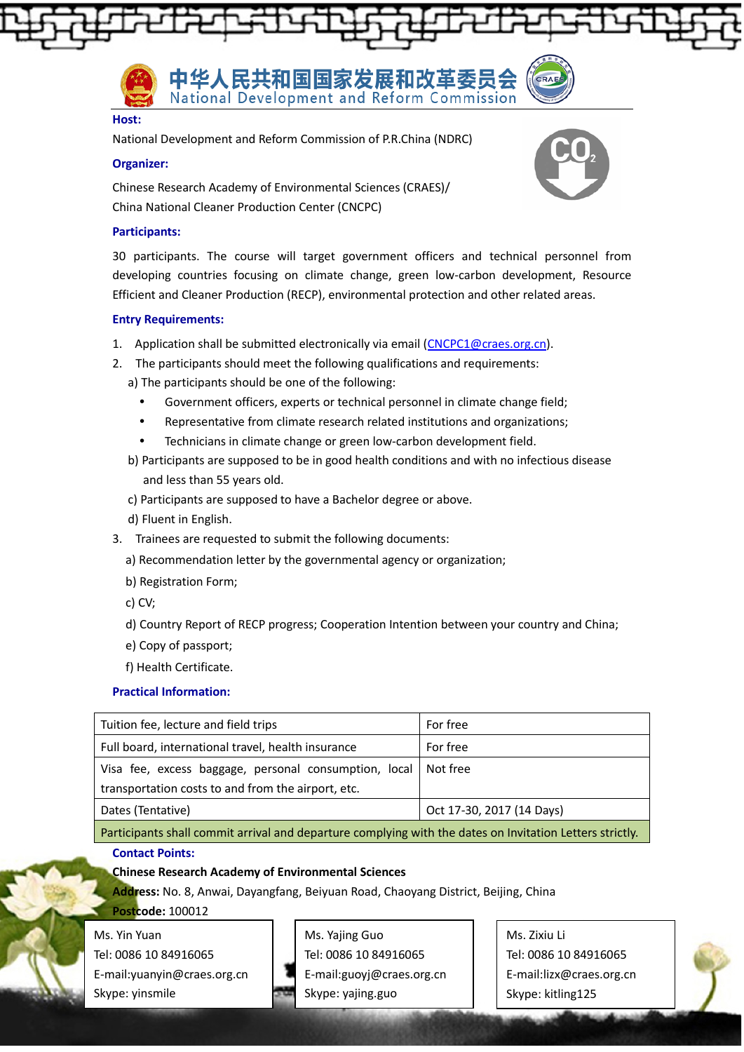# 中华人民共和国国家发展和改革委员会
National Development and Reform Commission

**Host:**

National Development and Reform Commission of P.R.China (NDRC)

**Organizer:**

Chinese Research Academy of Environmental Sciences (CRAES)/
China National Cleaner Production Center (CNCPC)

**Participants:**

30 participants. The course will target government officers and technical personnel from developing countries focusing on climate change, green low-carbon development, Resource Efficient and Cleaner Production (RECP), environmental protection and other related areas.

**Entry Requirements:**

1. Application shall be submitted electronically via email (CNCPC1@craes.org.cn).
2. The participants should meet the following qualifications and requirements:
   a) The participants should be one of the following:
   - Government officers, experts or technical personnel in climate change field;
   - Representative from climate research related institutions and organizations;
   - Technicians in climate change or green low-carbon development field.

   b) Participants are supposed to be in good health conditions and with no infectious disease and less than 55 years old.

   c) Participants are supposed to have a Bachelor degree or above.

   d) Fluent in English.
3. Trainees are requested to submit the following documents:

   a) Recommendation letter by the governmental agency or organization;

   b) Registration Form;

   c) CV;

   d) Country Report of RECP progress; Cooperation Intention between your country and China;

   e) Copy of passport;

   f) Health Certificate.

**Practical Information:**

| | |
|---|---|
| Tuition fee, lecture and field trips | For free |
| Full board, international travel, health insurance | For free |
| Visa fee, excess baggage, personal consumption, local transportation costs to and from the airport, etc. | Not free |
| Dates (Tentative) | Oct 17-30, 2017 (14 Days) |
| Participants shall commit arrival and departure complying with the dates on Invitation Letters strictly. | |

**Contact Points:**

**Chinese Research Academy of Environmental Sciences**

**Address:** No. 8, Anwai, Dayangfang, Beiyuan Road, Chaoyang District, Beijing, China

**Postcode:** 100012

Ms. Yin Yuan
Tel: 0086 10 84916065
E-mail:yuanyin@craes.org.cn
Skype: yinsmile

Ms. Yajing Guo
Tel: 0086 10 84916065
E-mail:guoyj@craes.org.cn
Skype: yajing.guo

Ms. Zixiu Li
Tel: 0086 10 84916065
E-mail:lizx@craes.org.cn
Skype: kitling125